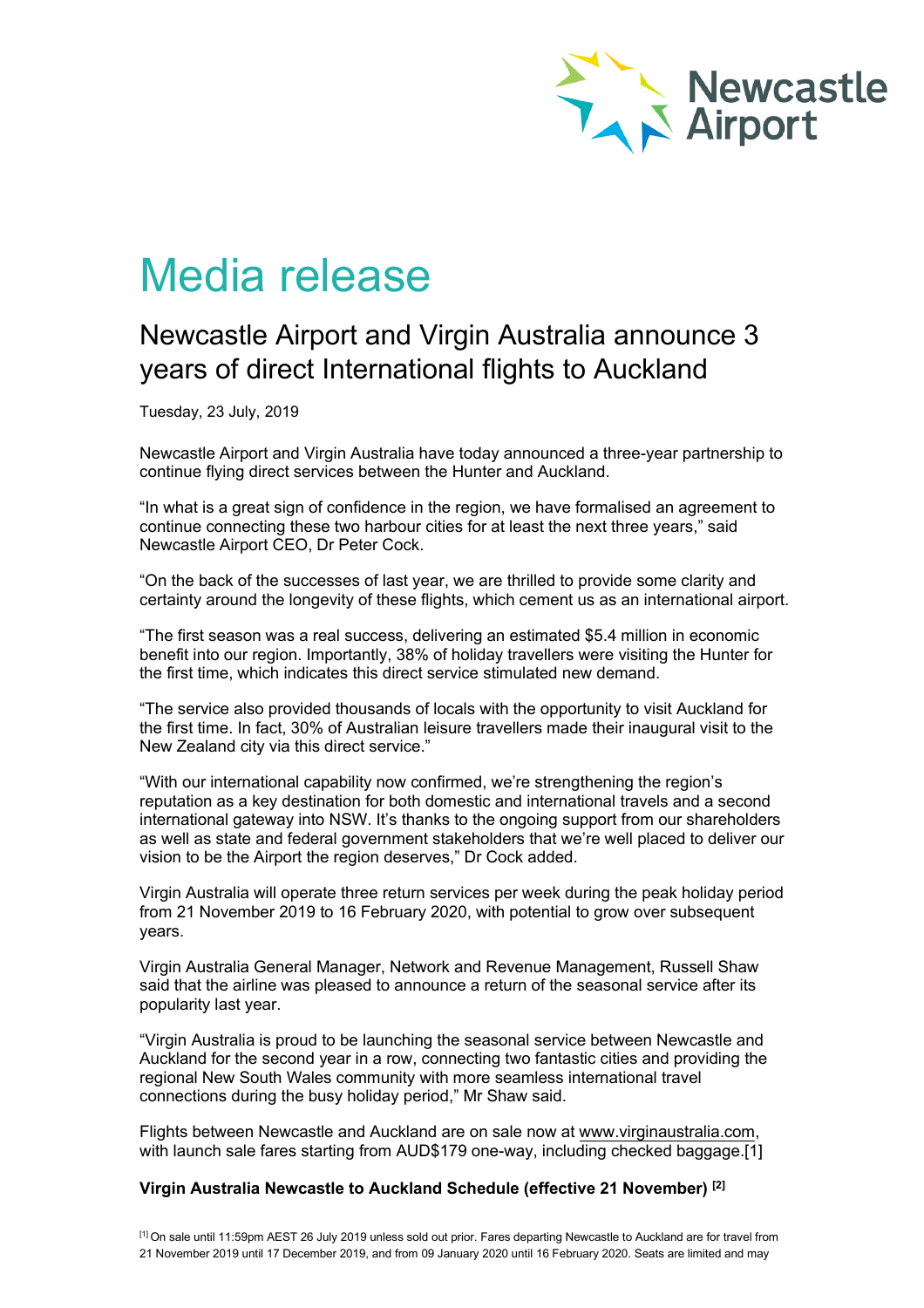Newcastle Airport

# Media release

## Newcastle Airport and Virgin Australia announce 3 years of direct International flights to Auckland

Tuesday, 23 July, 2019

Newcastle Airport and Virgin Australia have today announced a three-year partnership to continue flying direct services between the Hunter and Auckland.

"In what is a great sign of confidence in the region, we have formalised an agreement to continue connecting these two harbour cities for at least the next three years," said Newcastle Airport CEO, Dr Peter Cock.

"On the back of the successes of last year, we are thrilled to provide some clarity and certainty around the longevity of these flights, which cement us as an international airport.

"The first season was a real success, delivering an estimated $5.4 million in economic benefit into our region. Importantly, 38% of holiday travellers were visiting the Hunter for the first time, which indicates this direct service stimulated new demand.

"The service also provided thousands of locals with the opportunity to visit Auckland for the first time. In fact, 30% of Australian leisure travellers made their inaugural visit to the New Zealand city via this direct service."

"With our international capability now confirmed, we're strengthening the region's reputation as a key destination for both domestic and international travels and a second international gateway into NSW. It's thanks to the ongoing support from our shareholders as well as state and federal government stakeholders that we're well placed to deliver our vision to be the Airport the region deserves," Dr Cock added.

Virgin Australia will operate three return services per week during the peak holiday period from 21 November 2019 to 16 February 2020, with potential to grow over subsequent years.

Virgin Australia General Manager, Network and Revenue Management, Russell Shaw said that the airline was pleased to announce a return of the seasonal service after its popularity last year.

"Virgin Australia is proud to be launching the seasonal service between Newcastle and Auckland for the second year in a row, connecting two fantastic cities and providing the regional New South Wales community with more seamless international travel connections during the busy holiday period," Mr Shaw said.

Flights between Newcastle and Auckland are on sale now at www.virginaustralia.com, with launch sale fares starting from AUD$179 one-way, including checked baggage.[1]

**Virgin Australia Newcastle to Auckland Schedule (effective 21 November) [2]**

[1] On sale until 11:59pm AEST 26 July 2019 unless sold out prior. Fares departing Newcastle to Auckland are for travel from 21 November 2019 until 17 December 2019, and from 09 January 2020 until 16 February 2020. Seats are limited and may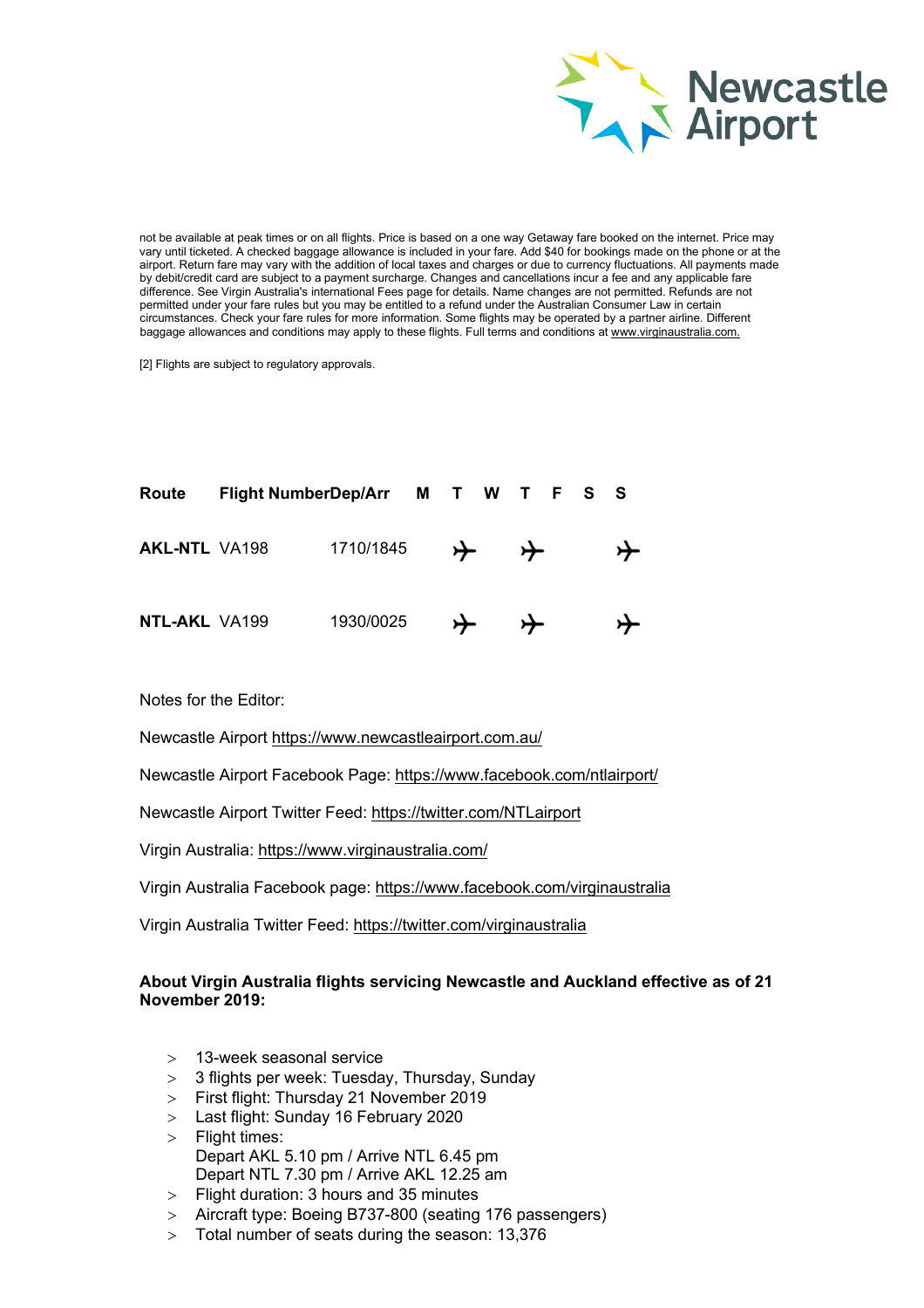not be available at peak times or on all flights. Price is based on a one way Getaway fare booked on the internet. Price may vary until ticketed. A checked baggage allowance is included in your fare. Add $40 for bookings made on the phone or at the airport. Return fare may vary with the addition of local taxes and charges or due to currency fluctuations. All payments made by debit/credit card are subject to a payment surcharge. Changes and cancellations incur a fee and any applicable fare difference. See Virgin Australia's international Fees page for details. Name changes are not permitted. Refunds are not permitted under your fare rules but you may be entitled to a refund under the Australian Consumer Law in certain circumstances. Check your fare rules for more information. Some flights may be operated by a partner airline. Different baggage allowances and conditions may apply to these flights. Full terms and conditions at www.virginaustralia.com.

[2] Flights are subject to regulatory approvals.

| Route | Flight Number | Dep/Arr | M | T | W | T | F | S | S |
|---|---|---|---|---|---|---|---|---|---|
| AKL-NTL | VA198 | 1710/1845 | | ✈ | | ✈ | | | ✈ |
| NTL-AKL | VA199 | 1930/0025 | | ✈ | | ✈ | | | ✈ |

Notes for the Editor:

Newcastle Airport https://www.newcastleairport.com.au/

Newcastle Airport Facebook Page: https://www.facebook.com/ntlairport/

Newcastle Airport Twitter Feed: https://twitter.com/NTLairport

Virgin Australia: https://www.virginaustralia.com/

Virgin Australia Facebook page: https://www.facebook.com/virginaustralia

Virgin Australia Twitter Feed: https://twitter.com/virginaustralia

**About Virgin Australia flights servicing Newcastle and Auckland effective as of 21 November 2019:**

- 13-week seasonal service
- 3 flights per week: Tuesday, Thursday, Sunday
- First flight: Thursday 21 November 2019
- Last flight: Sunday 16 February 2020
- Flight times:
  Depart AKL 5.10 pm / Arrive NTL 6.45 pm
  Depart NTL 7.30 pm / Arrive AKL 12.25 am
- Flight duration: 3 hours and 35 minutes
- Aircraft type: Boeing B737-800 (seating 176 passengers)
- Total number of seats during the season: 13,376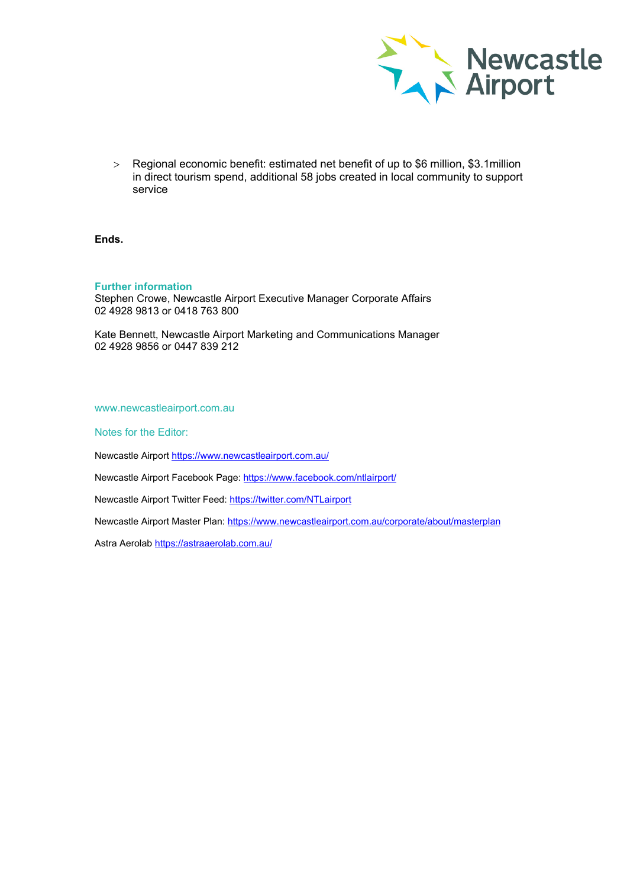- Regional economic benefit: estimated net benefit of up to $6 million, $3.1million in direct tourism spend, additional 58 jobs created in local community to support service

**Ends.**

**Further information**

Stephen Crowe, Newcastle Airport Executive Manager Corporate Affairs
02 4928 9813 or 0418 763 800

Kate Bennett, Newcastle Airport Marketing and Communications Manager
02 4928 9856 or 0447 839 212

www.newcastleairport.com.au

Notes for the Editor:

Newcastle Airport https://www.newcastleairport.com.au/

Newcastle Airport Facebook Page: https://www.facebook.com/ntlairport/

Newcastle Airport Twitter Feed: https://twitter.com/NTLairport

Newcastle Airport Master Plan: https://www.newcastleairport.com.au/corporate/about/masterplan

Astra Aerolab https://astraaerolab.com.au/